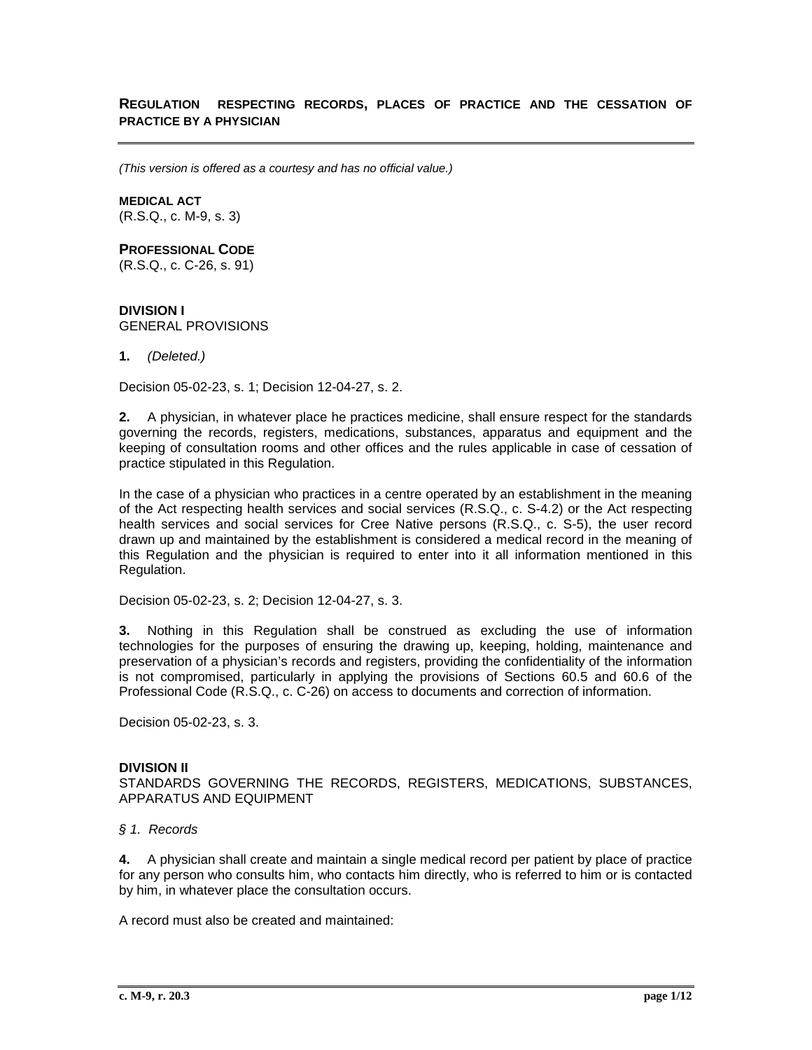# REGULATION RESPECTING RECORDS, PLACES OF PRACTICE AND THE CESSATION OF PRACTICE BY A PHYSICIAN

*(This version is offered as a courtesy and has no official value.)*

**MEDICAL ACT**
(R.S.Q., c. M-9, s. 3)

**PROFESSIONAL CODE**
(R.S.Q., c. C-26, s. 91)

## DIVISION I
GENERAL PROVISIONS

**1.** *(Deleted.)*

Decision 05-02-23, s. 1; Decision 12-04-27, s. 2.

**2.** A physician, in whatever place he practices medicine, shall ensure respect for the standards governing the records, registers, medications, substances, apparatus and equipment and the keeping of consultation rooms and other offices and the rules applicable in case of cessation of practice stipulated in this Regulation.

In the case of a physician who practices in a centre operated by an establishment in the meaning of the Act respecting health services and social services (R.S.Q., c. S-4.2) or the Act respecting health services and social services for Cree Native persons (R.S.Q., c. S-5), the user record drawn up and maintained by the establishment is considered a medical record in the meaning of this Regulation and the physician is required to enter into it all information mentioned in this Regulation.

Decision 05-02-23, s. 2; Decision 12-04-27, s. 3.

**3.** Nothing in this Regulation shall be construed as excluding the use of information technologies for the purposes of ensuring the drawing up, keeping, holding, maintenance and preservation of a physician's records and registers, providing the confidentiality of the information is not compromised, particularly in applying the provisions of Sections 60.5 and 60.6 of the Professional Code (R.S.Q., c. C-26) on access to documents and correction of information.

Decision 05-02-23, s. 3.

## DIVISION II
STANDARDS GOVERNING THE RECORDS, REGISTERS, MEDICATIONS, SUBSTANCES, APPARATUS AND EQUIPMENT

*§ 1. Records*

**4.** A physician shall create and maintain a single medical record per patient by place of practice for any person who consults him, who contacts him directly, who is referred to him or is contacted by him, in whatever place the consultation occurs.

A record must also be created and maintained: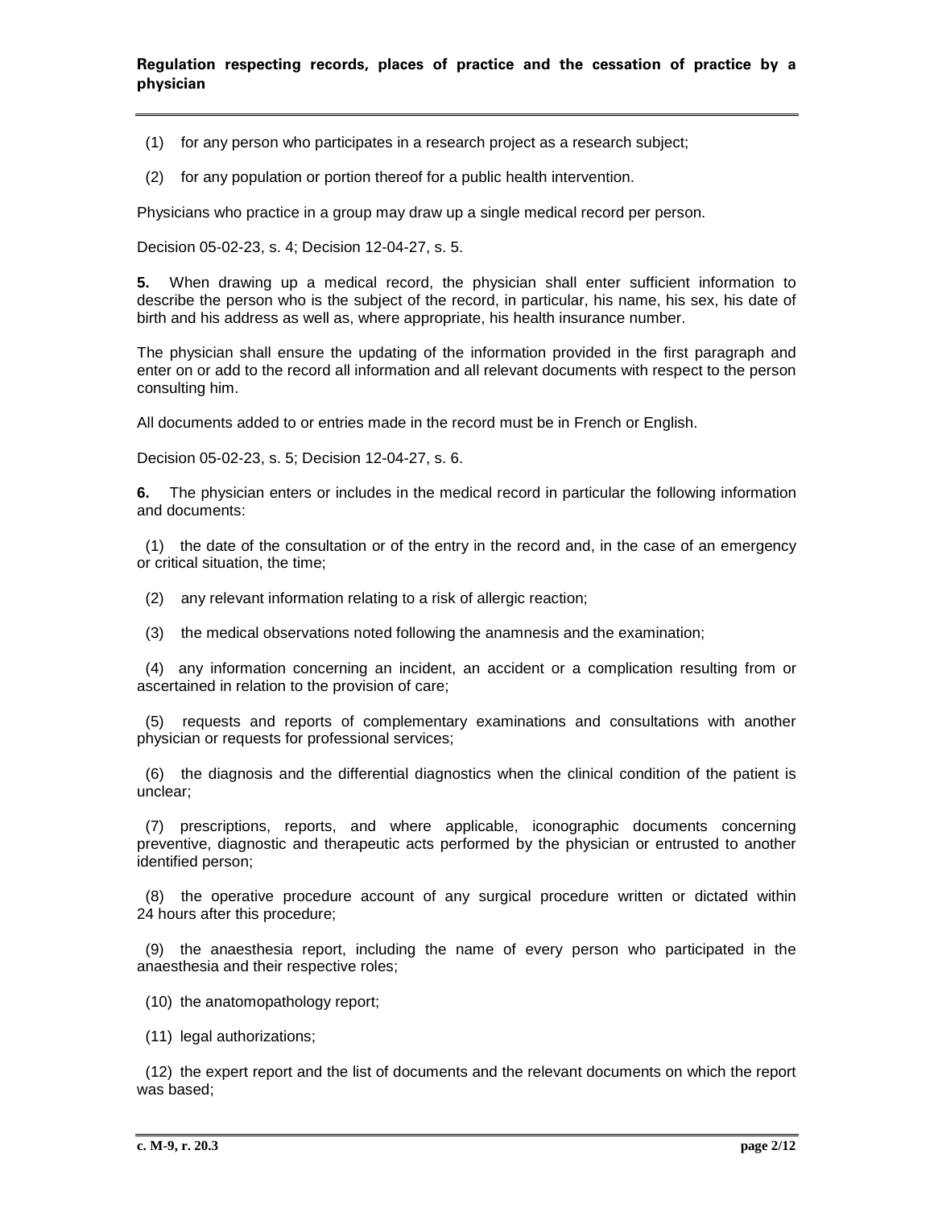(1) for any person who participates in a research project as a research subject;

(2) for any population or portion thereof for a public health intervention.

Physicians who practice in a group may draw up a single medical record per person.

Decision 05-02-23, s. 4; Decision 12-04-27, s. 5.

**5.** When drawing up a medical record, the physician shall enter sufficient information to describe the person who is the subject of the record, in particular, his name, his sex, his date of birth and his address as well as, where appropriate, his health insurance number.

The physician shall ensure the updating of the information provided in the first paragraph and enter on or add to the record all information and all relevant documents with respect to the person consulting him.

All documents added to or entries made in the record must be in French or English.

Decision 05-02-23, s. 5; Decision 12-04-27, s. 6.

**6.** The physician enters or includes in the medical record in particular the following information and documents:

(1) the date of the consultation or of the entry in the record and, in the case of an emergency or critical situation, the time;

(2) any relevant information relating to a risk of allergic reaction;

(3) the medical observations noted following the anamnesis and the examination;

(4) any information concerning an incident, an accident or a complication resulting from or ascertained in relation to the provision of care;

(5) requests and reports of complementary examinations and consultations with another physician or requests for professional services;

(6) the diagnosis and the differential diagnostics when the clinical condition of the patient is unclear;

(7) prescriptions, reports, and where applicable, iconographic documents concerning preventive, diagnostic and therapeutic acts performed by the physician or entrusted to another identified person;

(8) the operative procedure account of any surgical procedure written or dictated within 24 hours after this procedure;

(9) the anaesthesia report, including the name of every person who participated in the anaesthesia and their respective roles;

(10) the anatomopathology report;

(11) legal authorizations;

(12) the expert report and the list of documents and the relevant documents on which the report was based;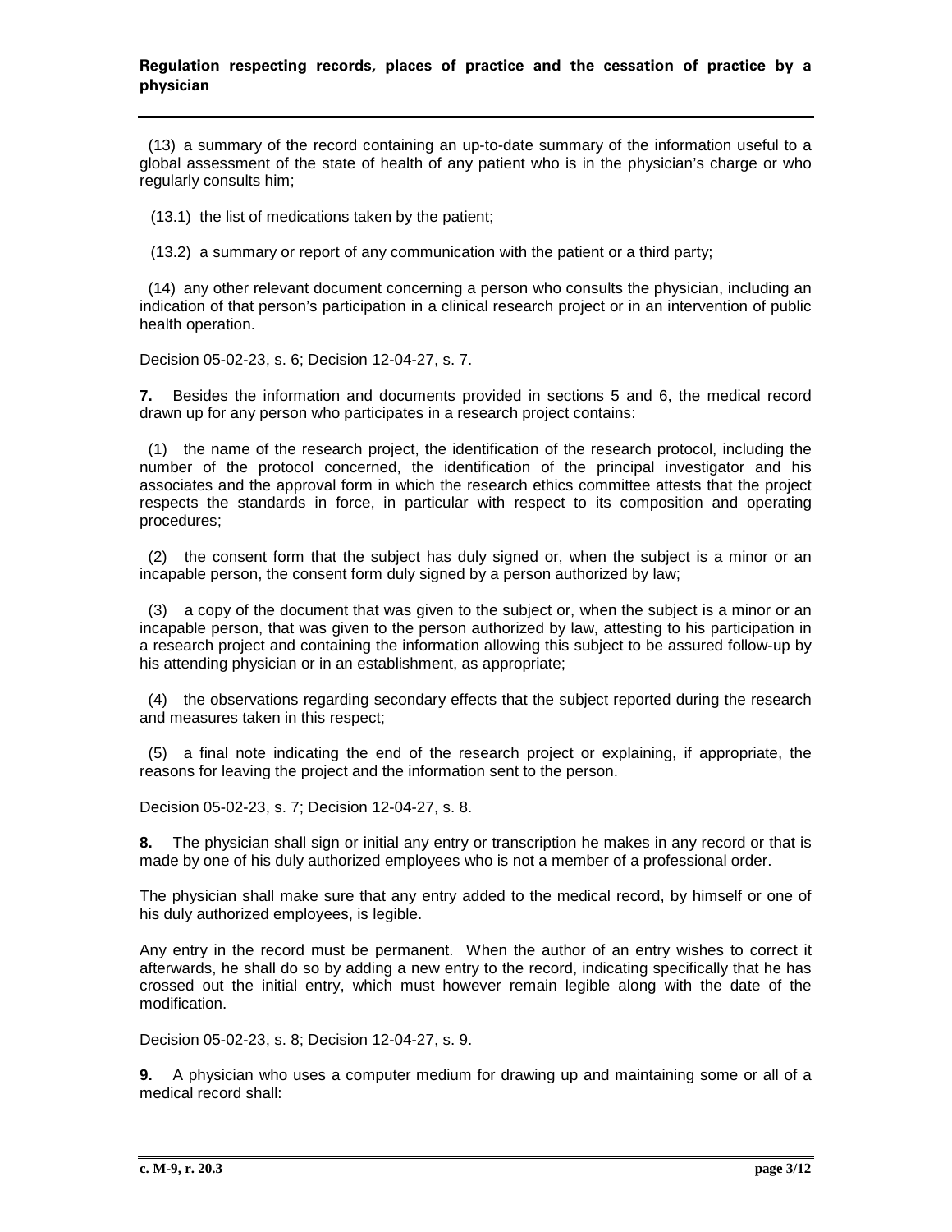(13) a summary of the record containing an up-to-date summary of the information useful to a global assessment of the state of health of any patient who is in the physician's charge or who regularly consults him;

(13.1) the list of medications taken by the patient;

(13.2) a summary or report of any communication with the patient or a third party;

(14) any other relevant document concerning a person who consults the physician, including an indication of that person's participation in a clinical research project or in an intervention of public health operation.

Decision 05-02-23, s. 6; Decision 12-04-27, s. 7.

**7.** Besides the information and documents provided in sections 5 and 6, the medical record drawn up for any person who participates in a research project contains:

(1) the name of the research project, the identification of the research protocol, including the number of the protocol concerned, the identification of the principal investigator and his associates and the approval form in which the research ethics committee attests that the project respects the standards in force, in particular with respect to its composition and operating procedures;

(2) the consent form that the subject has duly signed or, when the subject is a minor or an incapable person, the consent form duly signed by a person authorized by law;

(3) a copy of the document that was given to the subject or, when the subject is a minor or an incapable person, that was given to the person authorized by law, attesting to his participation in a research project and containing the information allowing this subject to be assured follow-up by his attending physician or in an establishment, as appropriate;

(4) the observations regarding secondary effects that the subject reported during the research and measures taken in this respect;

(5) a final note indicating the end of the research project or explaining, if appropriate, the reasons for leaving the project and the information sent to the person.

Decision 05-02-23, s. 7; Decision 12-04-27, s. 8.

**8.** The physician shall sign or initial any entry or transcription he makes in any record or that is made by one of his duly authorized employees who is not a member of a professional order.

The physician shall make sure that any entry added to the medical record, by himself or one of his duly authorized employees, is legible.

Any entry in the record must be permanent. When the author of an entry wishes to correct it afterwards, he shall do so by adding a new entry to the record, indicating specifically that he has crossed out the initial entry, which must however remain legible along with the date of the modification.

Decision 05-02-23, s. 8; Decision 12-04-27, s. 9.

**9.** A physician who uses a computer medium for drawing up and maintaining some or all of a medical record shall: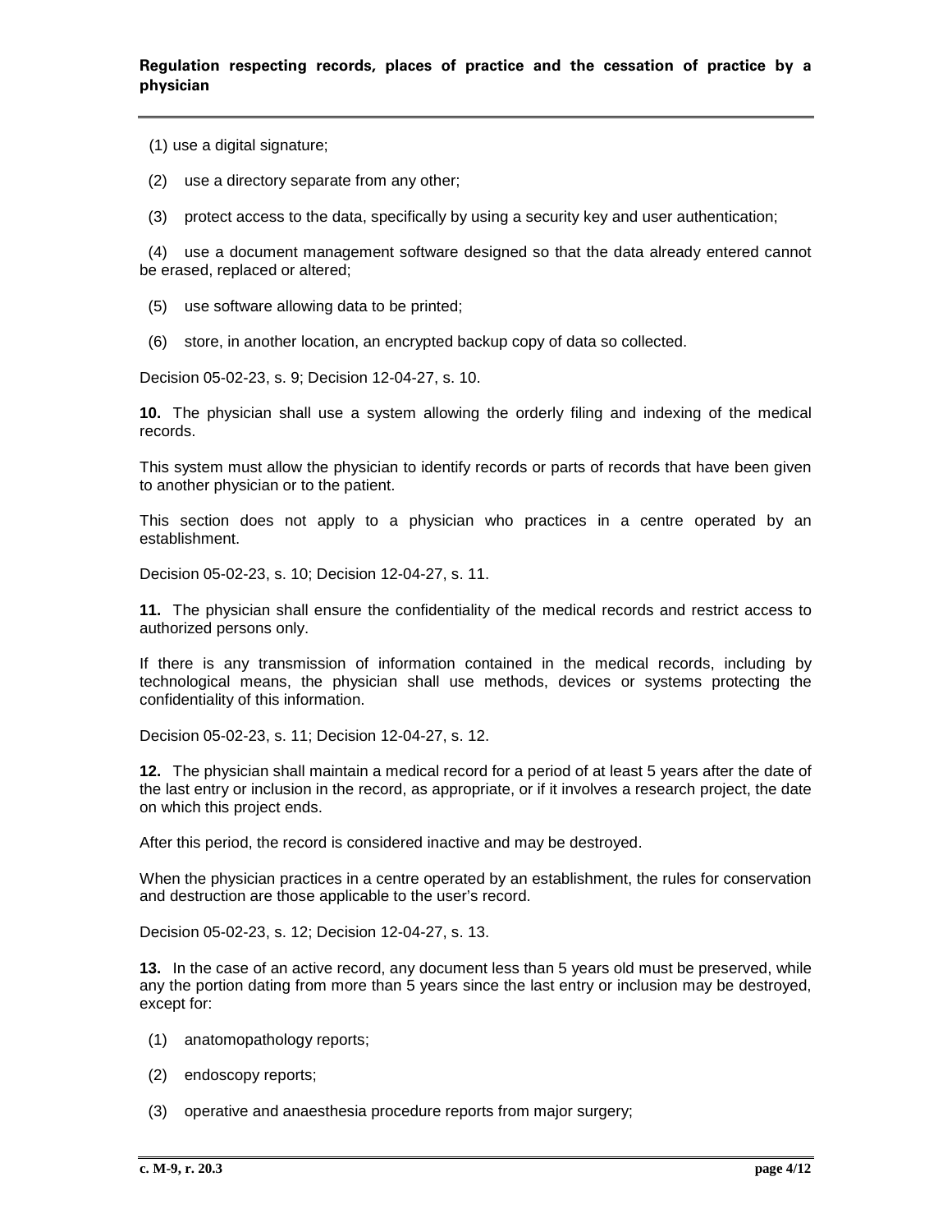(1) use a digital signature;

(2) use a directory separate from any other;

(3) protect access to the data, specifically by using a security key and user authentication;

(4) use a document management software designed so that the data already entered cannot be erased, replaced or altered;

(5) use software allowing data to be printed;

(6) store, in another location, an encrypted backup copy of data so collected.

Decision 05-02-23, s. 9; Decision 12-04-27, s. 10.

**10.** The physician shall use a system allowing the orderly filing and indexing of the medical records.

This system must allow the physician to identify records or parts of records that have been given to another physician or to the patient.

This section does not apply to a physician who practices in a centre operated by an establishment.

Decision 05-02-23, s. 10; Decision 12-04-27, s. 11.

**11.** The physician shall ensure the confidentiality of the medical records and restrict access to authorized persons only.

If there is any transmission of information contained in the medical records, including by technological means, the physician shall use methods, devices or systems protecting the confidentiality of this information.

Decision 05-02-23, s. 11; Decision 12-04-27, s. 12.

**12.** The physician shall maintain a medical record for a period of at least 5 years after the date of the last entry or inclusion in the record, as appropriate, or if it involves a research project, the date on which this project ends.

After this period, the record is considered inactive and may be destroyed.

When the physician practices in a centre operated by an establishment, the rules for conservation and destruction are those applicable to the user's record.

Decision 05-02-23, s. 12; Decision 12-04-27, s. 13.

**13.** In the case of an active record, any document less than 5 years old must be preserved, while any the portion dating from more than 5 years since the last entry or inclusion may be destroyed, except for:

(1) anatomopathology reports;

(2) endoscopy reports;

(3) operative and anaesthesia procedure reports from major surgery;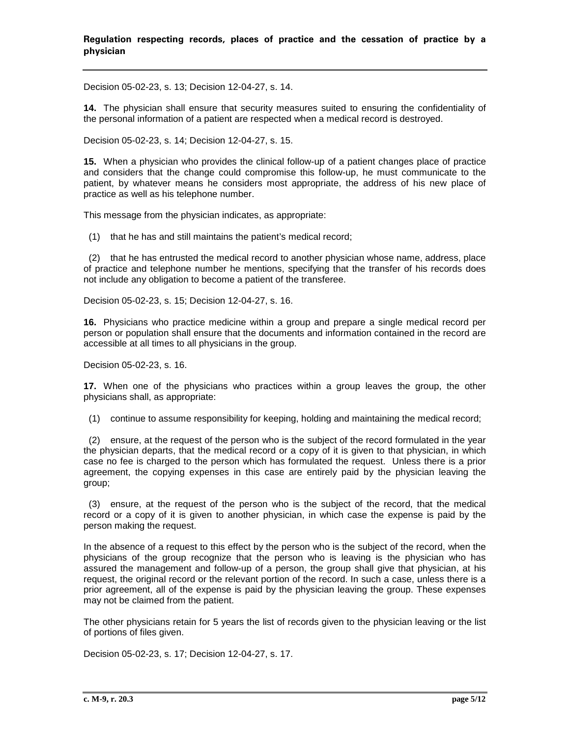Decision 05-02-23, s. 13; Decision 12-04-27, s. 14.

**14.** The physician shall ensure that security measures suited to ensuring the confidentiality of the personal information of a patient are respected when a medical record is destroyed.

Decision 05-02-23, s. 14; Decision 12-04-27, s. 15.

**15.** When a physician who provides the clinical follow-up of a patient changes place of practice and considers that the change could compromise this follow-up, he must communicate to the patient, by whatever means he considers most appropriate, the address of his new place of practice as well as his telephone number.

This message from the physician indicates, as appropriate:

(1) that he has and still maintains the patient's medical record;

(2) that he has entrusted the medical record to another physician whose name, address, place of practice and telephone number he mentions, specifying that the transfer of his records does not include any obligation to become a patient of the transferee.

Decision 05-02-23, s. 15; Decision 12-04-27, s. 16.

**16.** Physicians who practice medicine within a group and prepare a single medical record per person or population shall ensure that the documents and information contained in the record are accessible at all times to all physicians in the group.

Decision 05-02-23, s. 16.

**17.** When one of the physicians who practices within a group leaves the group, the other physicians shall, as appropriate:

(1) continue to assume responsibility for keeping, holding and maintaining the medical record;

(2) ensure, at the request of the person who is the subject of the record formulated in the year the physician departs, that the medical record or a copy of it is given to that physician, in which case no fee is charged to the person which has formulated the request. Unless there is a prior agreement, the copying expenses in this case are entirely paid by the physician leaving the group;

(3) ensure, at the request of the person who is the subject of the record, that the medical record or a copy of it is given to another physician, in which case the expense is paid by the person making the request.

In the absence of a request to this effect by the person who is the subject of the record, when the physicians of the group recognize that the person who is leaving is the physician who has assured the management and follow-up of a person, the group shall give that physician, at his request, the original record or the relevant portion of the record. In such a case, unless there is a prior agreement, all of the expense is paid by the physician leaving the group. These expenses may not be claimed from the patient.

The other physicians retain for 5 years the list of records given to the physician leaving or the list of portions of files given.

Decision 05-02-23, s. 17; Decision 12-04-27, s. 17.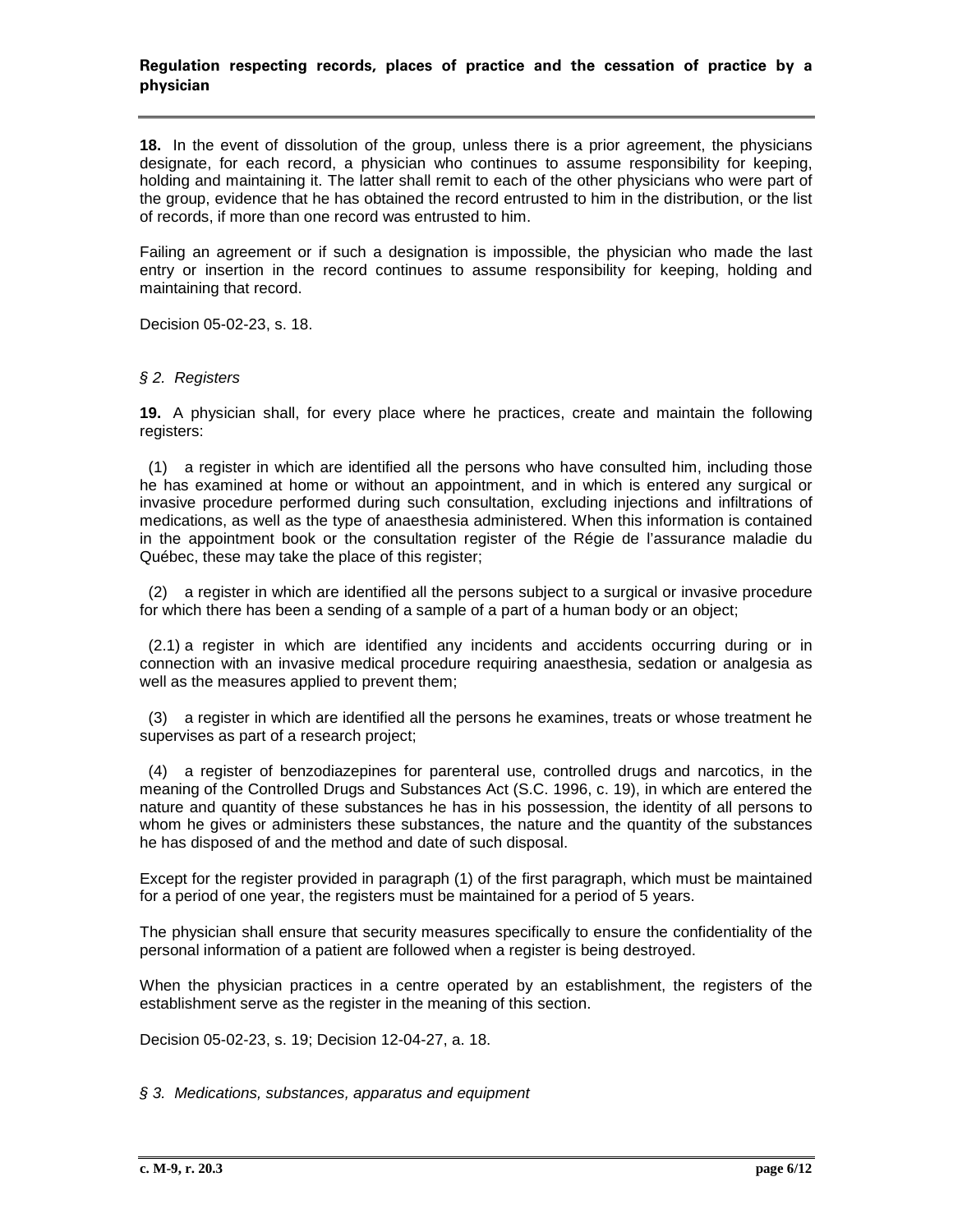**18.** In the event of dissolution of the group, unless there is a prior agreement, the physicians designate, for each record, a physician who continues to assume responsibility for keeping, holding and maintaining it. The latter shall remit to each of the other physicians who were part of the group, evidence that he has obtained the record entrusted to him in the distribution, or the list of records, if more than one record was entrusted to him.

Failing an agreement or if such a designation is impossible, the physician who made the last entry or insertion in the record continues to assume responsibility for keeping, holding and maintaining that record.

Decision 05-02-23, s. 18.

*§ 2. Registers*

**19.** A physician shall, for every place where he practices, create and maintain the following registers:

(1) a register in which are identified all the persons who have consulted him, including those he has examined at home or without an appointment, and in which is entered any surgical or invasive procedure performed during such consultation, excluding injections and infiltrations of medications, as well as the type of anaesthesia administered. When this information is contained in the appointment book or the consultation register of the Régie de l'assurance maladie du Québec, these may take the place of this register;

(2) a register in which are identified all the persons subject to a surgical or invasive procedure for which there has been a sending of a sample of a part of a human body or an object;

(2.1) a register in which are identified any incidents and accidents occurring during or in connection with an invasive medical procedure requiring anaesthesia, sedation or analgesia as well as the measures applied to prevent them;

(3) a register in which are identified all the persons he examines, treats or whose treatment he supervises as part of a research project;

(4) a register of benzodiazepines for parenteral use, controlled drugs and narcotics, in the meaning of the Controlled Drugs and Substances Act (S.C. 1996, c. 19), in which are entered the nature and quantity of these substances he has in his possession, the identity of all persons to whom he gives or administers these substances, the nature and the quantity of the substances he has disposed of and the method and date of such disposal.

Except for the register provided in paragraph (1) of the first paragraph, which must be maintained for a period of one year, the registers must be maintained for a period of 5 years.

The physician shall ensure that security measures specifically to ensure the confidentiality of the personal information of a patient are followed when a register is being destroyed.

When the physician practices in a centre operated by an establishment, the registers of the establishment serve as the register in the meaning of this section.

Decision 05-02-23, s. 19; Decision 12-04-27, a. 18.

*§ 3. Medications, substances, apparatus and equipment*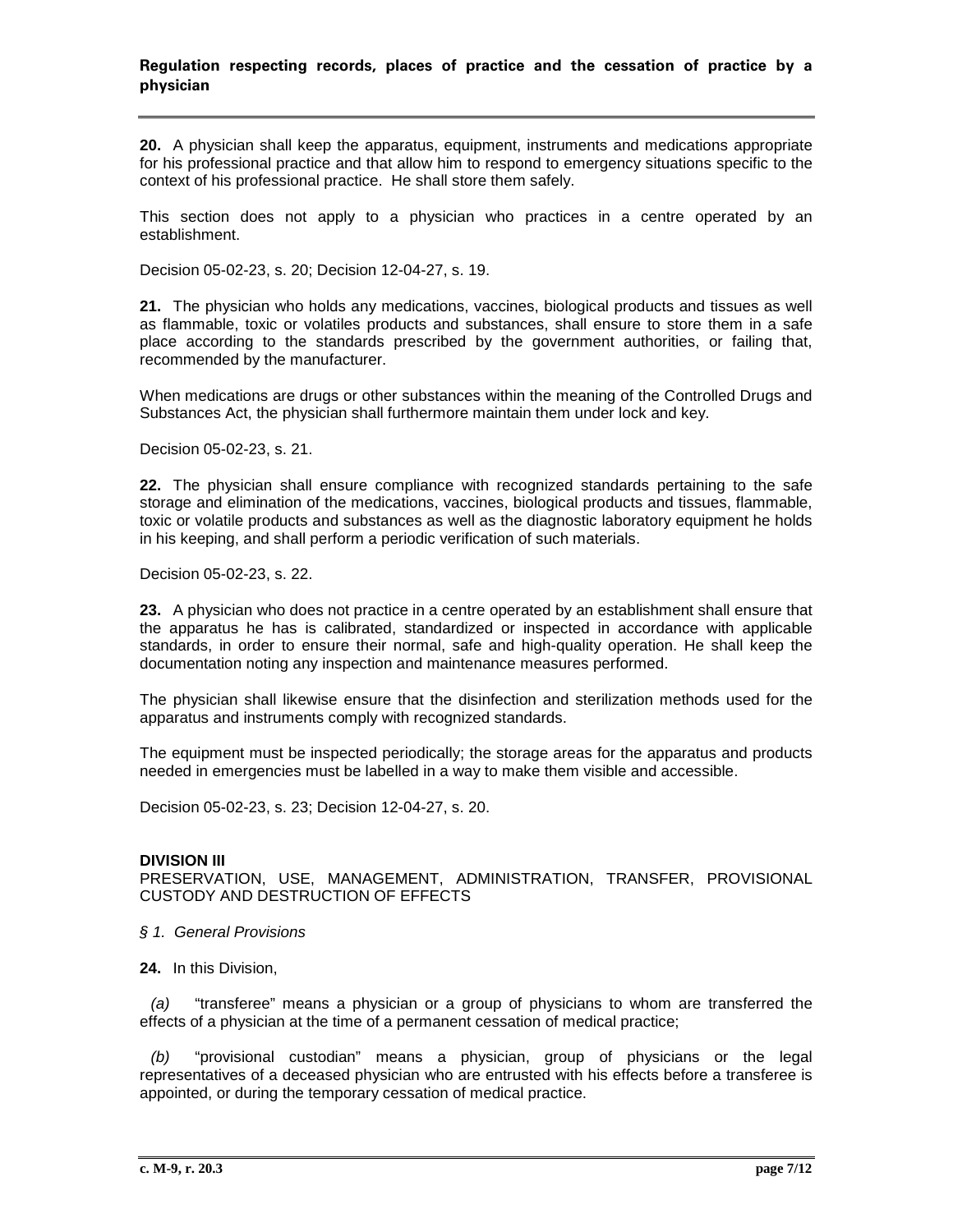**20.** A physician shall keep the apparatus, equipment, instruments and medications appropriate for his professional practice and that allow him to respond to emergency situations specific to the context of his professional practice. He shall store them safely.

This section does not apply to a physician who practices in a centre operated by an establishment.

Decision 05-02-23, s. 20; Decision 12-04-27, s. 19.

**21.** The physician who holds any medications, vaccines, biological products and tissues as well as flammable, toxic or volatiles products and substances, shall ensure to store them in a safe place according to the standards prescribed by the government authorities, or failing that, recommended by the manufacturer.

When medications are drugs or other substances within the meaning of the Controlled Drugs and Substances Act, the physician shall furthermore maintain them under lock and key.

Decision 05-02-23, s. 21.

**22.** The physician shall ensure compliance with recognized standards pertaining to the safe storage and elimination of the medications, vaccines, biological products and tissues, flammable, toxic or volatile products and substances as well as the diagnostic laboratory equipment he holds in his keeping, and shall perform a periodic verification of such materials.

Decision 05-02-23, s. 22.

**23.** A physician who does not practice in a centre operated by an establishment shall ensure that the apparatus he has is calibrated, standardized or inspected in accordance with applicable standards, in order to ensure their normal, safe and high-quality operation. He shall keep the documentation noting any inspection and maintenance measures performed.

The physician shall likewise ensure that the disinfection and sterilization methods used for the apparatus and instruments comply with recognized standards.

The equipment must be inspected periodically; the storage areas for the apparatus and products needed in emergencies must be labelled in a way to make them visible and accessible.

Decision 05-02-23, s. 23; Decision 12-04-27, s. 20.

## DIVISION III
PRESERVATION, USE, MANAGEMENT, ADMINISTRATION, TRANSFER, PROVISIONAL CUSTODY AND DESTRUCTION OF EFFECTS

*§ 1. General Provisions*

**24.** In this Division,

*(a)* "transferee" means a physician or a group of physicians to whom are transferred the effects of a physician at the time of a permanent cessation of medical practice;

*(b)* "provisional custodian" means a physician, group of physicians or the legal representatives of a deceased physician who are entrusted with his effects before a transferee is appointed, or during the temporary cessation of medical practice.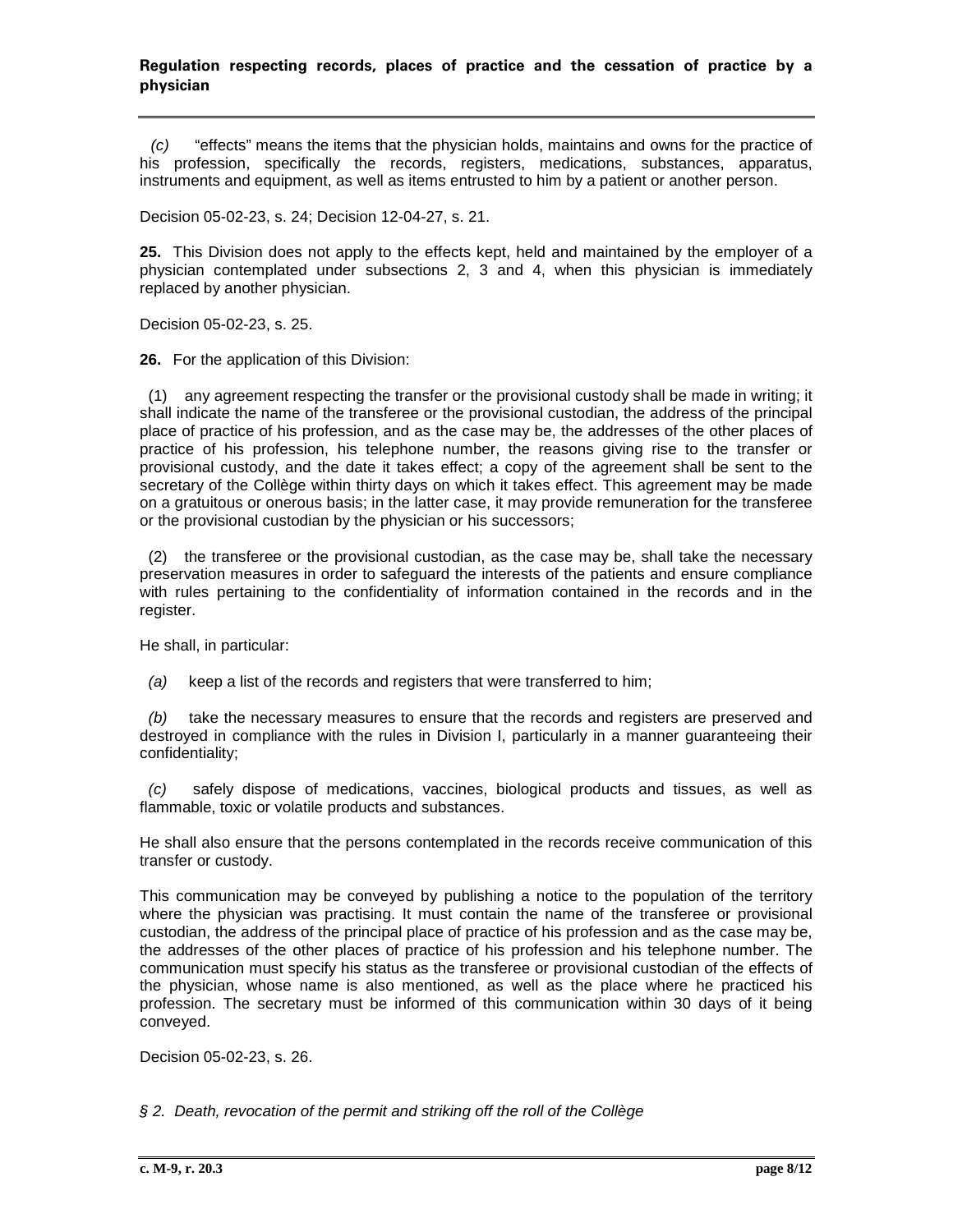*(c)* "effects" means the items that the physician holds, maintains and owns for the practice of his profession, specifically the records, registers, medications, substances, apparatus, instruments and equipment, as well as items entrusted to him by a patient or another person.

Decision 05-02-23, s. 24; Decision 12-04-27, s. 21.

**25.** This Division does not apply to the effects kept, held and maintained by the employer of a physician contemplated under subsections 2, 3 and 4, when this physician is immediately replaced by another physician.

Decision 05-02-23, s. 25.

**26.** For the application of this Division:

(1) any agreement respecting the transfer or the provisional custody shall be made in writing; it shall indicate the name of the transferee or the provisional custodian, the address of the principal place of practice of his profession, and as the case may be, the addresses of the other places of practice of his profession, his telephone number, the reasons giving rise to the transfer or provisional custody, and the date it takes effect; a copy of the agreement shall be sent to the secretary of the Collège within thirty days on which it takes effect. This agreement may be made on a gratuitous or onerous basis; in the latter case, it may provide remuneration for the transferee or the provisional custodian by the physician or his successors;

(2) the transferee or the provisional custodian, as the case may be, shall take the necessary preservation measures in order to safeguard the interests of the patients and ensure compliance with rules pertaining to the confidentiality of information contained in the records and in the register.

He shall, in particular:

*(a)* keep a list of the records and registers that were transferred to him;

*(b)* take the necessary measures to ensure that the records and registers are preserved and destroyed in compliance with the rules in Division I, particularly in a manner guaranteeing their confidentiality;

*(c)* safely dispose of medications, vaccines, biological products and tissues, as well as flammable, toxic or volatile products and substances.

He shall also ensure that the persons contemplated in the records receive communication of this transfer or custody.

This communication may be conveyed by publishing a notice to the population of the territory where the physician was practising. It must contain the name of the transferee or provisional custodian, the address of the principal place of practice of his profession and as the case may be, the addresses of the other places of practice of his profession and his telephone number. The communication must specify his status as the transferee or provisional custodian of the effects of the physician, whose name is also mentioned, as well as the place where he practiced his profession. The secretary must be informed of this communication within 30 days of it being conveyed.

Decision 05-02-23, s. 26.

*§ 2. Death, revocation of the permit and striking off the roll of the Collège*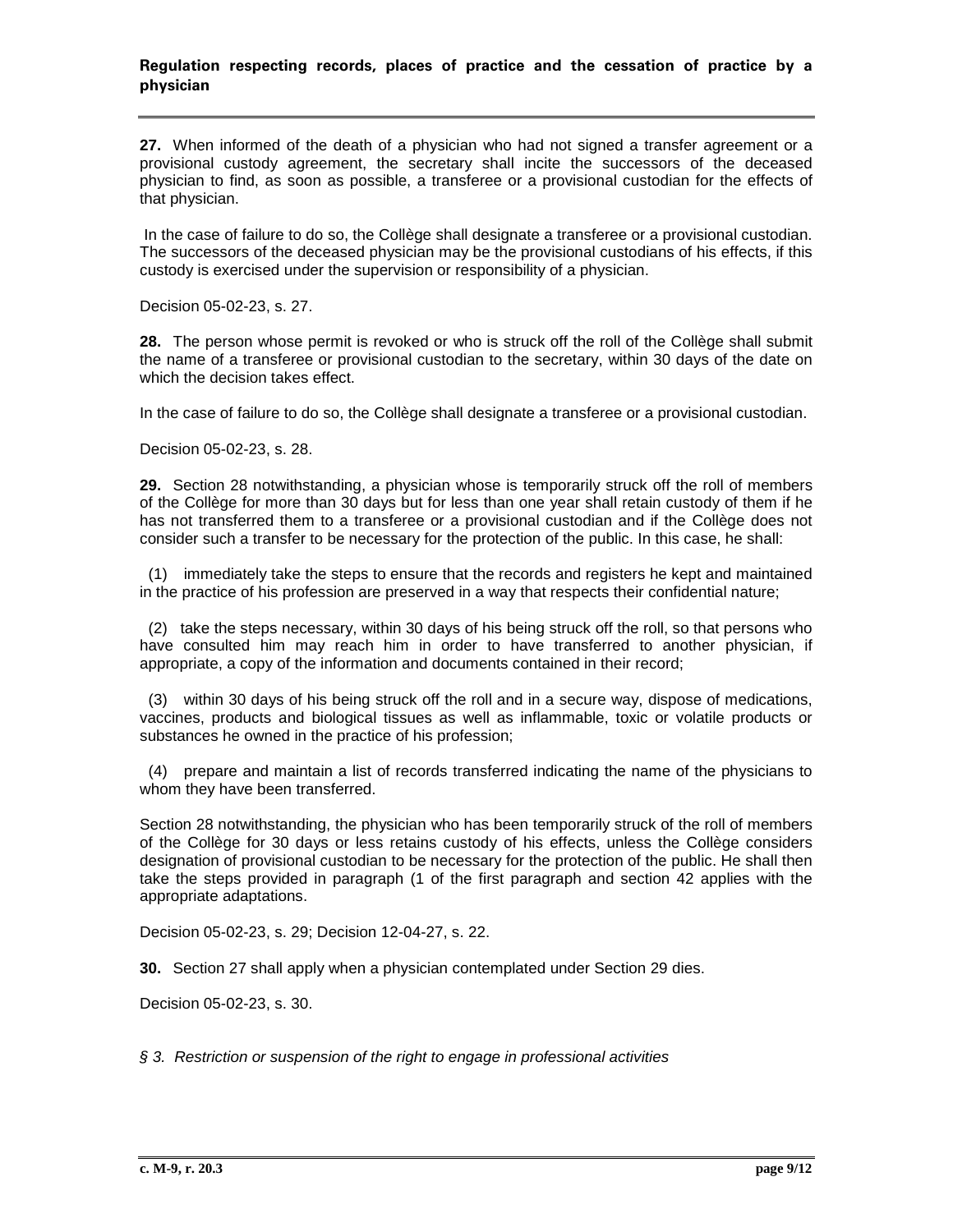**27.** When informed of the death of a physician who had not signed a transfer agreement or a provisional custody agreement, the secretary shall incite the successors of the deceased physician to find, as soon as possible, a transferee or a provisional custodian for the effects of that physician.

In the case of failure to do so, the Collège shall designate a transferee or a provisional custodian. The successors of the deceased physician may be the provisional custodians of his effects, if this custody is exercised under the supervision or responsibility of a physician.

Decision 05-02-23, s. 27.

**28.** The person whose permit is revoked or who is struck off the roll of the Collège shall submit the name of a transferee or provisional custodian to the secretary, within 30 days of the date on which the decision takes effect.

In the case of failure to do so, the Collège shall designate a transferee or a provisional custodian.

Decision 05-02-23, s. 28.

**29.** Section 28 notwithstanding, a physician whose is temporarily struck off the roll of members of the Collège for more than 30 days but for less than one year shall retain custody of them if he has not transferred them to a transferee or a provisional custodian and if the Collège does not consider such a transfer to be necessary for the protection of the public. In this case, he shall:

(1) immediately take the steps to ensure that the records and registers he kept and maintained in the practice of his profession are preserved in a way that respects their confidential nature;

(2) take the steps necessary, within 30 days of his being struck off the roll, so that persons who have consulted him may reach him in order to have transferred to another physician, if appropriate, a copy of the information and documents contained in their record;

(3) within 30 days of his being struck off the roll and in a secure way, dispose of medications, vaccines, products and biological tissues as well as inflammable, toxic or volatile products or substances he owned in the practice of his profession;

(4) prepare and maintain a list of records transferred indicating the name of the physicians to whom they have been transferred.

Section 28 notwithstanding, the physician who has been temporarily struck of the roll of members of the Collège for 30 days or less retains custody of his effects, unless the Collège considers designation of provisional custodian to be necessary for the protection of the public. He shall then take the steps provided in paragraph (1 of the first paragraph and section 42 applies with the appropriate adaptations.

Decision 05-02-23, s. 29; Decision 12-04-27, s. 22.

**30.** Section 27 shall apply when a physician contemplated under Section 29 dies.

Decision 05-02-23, s. 30.

*§ 3. Restriction or suspension of the right to engage in professional activities*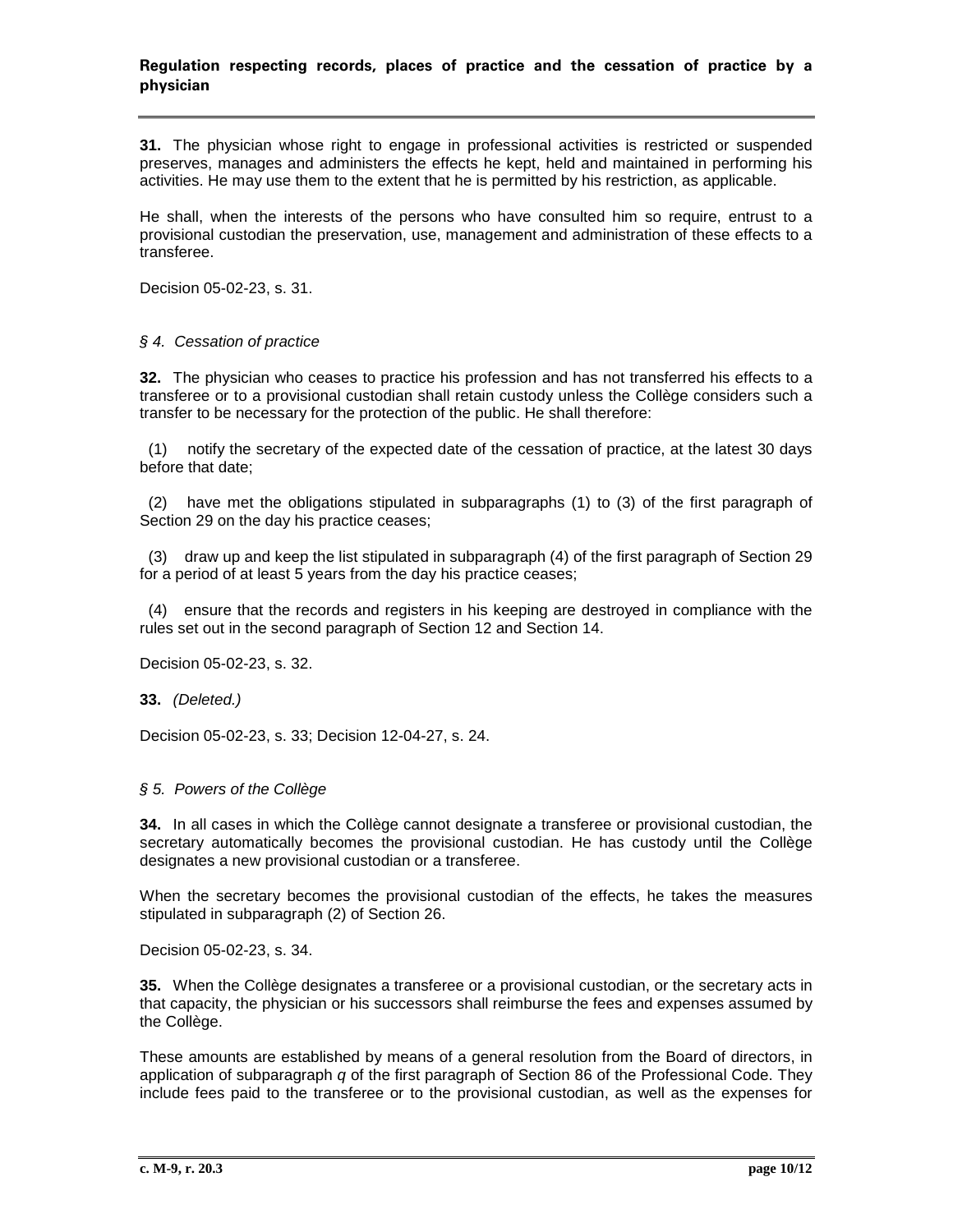**31.** The physician whose right to engage in professional activities is restricted or suspended preserves, manages and administers the effects he kept, held and maintained in performing his activities. He may use them to the extent that he is permitted by his restriction, as applicable.

He shall, when the interests of the persons who have consulted him so require, entrust to a provisional custodian the preservation, use, management and administration of these effects to a transferee.

Decision 05-02-23, s. 31.

### *§ 4. Cessation of practice*

**32.** The physician who ceases to practice his profession and has not transferred his effects to a transferee or to a provisional custodian shall retain custody unless the Collège considers such a transfer to be necessary for the protection of the public. He shall therefore:

(1) notify the secretary of the expected date of the cessation of practice, at the latest 30 days before that date;

(2) have met the obligations stipulated in subparagraphs (1) to (3) of the first paragraph of Section 29 on the day his practice ceases;

(3) draw up and keep the list stipulated in subparagraph (4) of the first paragraph of Section 29 for a period of at least 5 years from the day his practice ceases;

(4) ensure that the records and registers in his keeping are destroyed in compliance with the rules set out in the second paragraph of Section 12 and Section 14.

Decision 05-02-23, s. 32.

**33.** *(Deleted.)*

Decision 05-02-23, s. 33; Decision 12-04-27, s. 24.

### *§ 5. Powers of the Collège*

**34.** In all cases in which the Collège cannot designate a transferee or provisional custodian, the secretary automatically becomes the provisional custodian. He has custody until the Collège designates a new provisional custodian or a transferee.

When the secretary becomes the provisional custodian of the effects, he takes the measures stipulated in subparagraph (2) of Section 26.

Decision 05-02-23, s. 34.

**35.** When the Collège designates a transferee or a provisional custodian, or the secretary acts in that capacity, the physician or his successors shall reimburse the fees and expenses assumed by the Collège.

These amounts are established by means of a general resolution from the Board of directors, in application of subparagraph *q* of the first paragraph of Section 86 of the Professional Code. They include fees paid to the transferee or to the provisional custodian, as well as the expenses for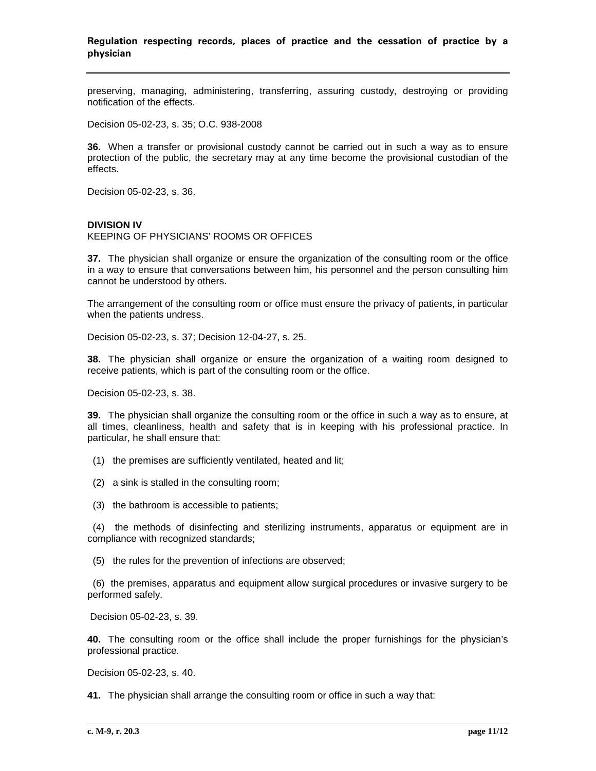preserving, managing, administering, transferring, assuring custody, destroying or providing notification of the effects.

Decision 05-02-23, s. 35; O.C. 938-2008

**36.** When a transfer or provisional custody cannot be carried out in such a way as to ensure protection of the public, the secretary may at any time become the provisional custodian of the effects.

Decision 05-02-23, s. 36.

## DIVISION IV
KEEPING OF PHYSICIANS' ROOMS OR OFFICES

**37.** The physician shall organize or ensure the organization of the consulting room or the office in a way to ensure that conversations between him, his personnel and the person consulting him cannot be understood by others.

The arrangement of the consulting room or office must ensure the privacy of patients, in particular when the patients undress.

Decision 05-02-23, s. 37; Decision 12-04-27, s. 25.

**38.** The physician shall organize or ensure the organization of a waiting room designed to receive patients, which is part of the consulting room or the office.

Decision 05-02-23, s. 38.

**39.** The physician shall organize the consulting room or the office in such a way as to ensure, at all times, cleanliness, health and safety that is in keeping with his professional practice. In particular, he shall ensure that:

(1) the premises are sufficiently ventilated, heated and lit;

(2) a sink is stalled in the consulting room;

(3) the bathroom is accessible to patients;

(4) the methods of disinfecting and sterilizing instruments, apparatus or equipment are in compliance with recognized standards;

(5) the rules for the prevention of infections are observed;

(6) the premises, apparatus and equipment allow surgical procedures or invasive surgery to be performed safely.

Decision 05-02-23, s. 39.

**40.** The consulting room or the office shall include the proper furnishings for the physician's professional practice.

Decision 05-02-23, s. 40.

**41.** The physician shall arrange the consulting room or office in such a way that: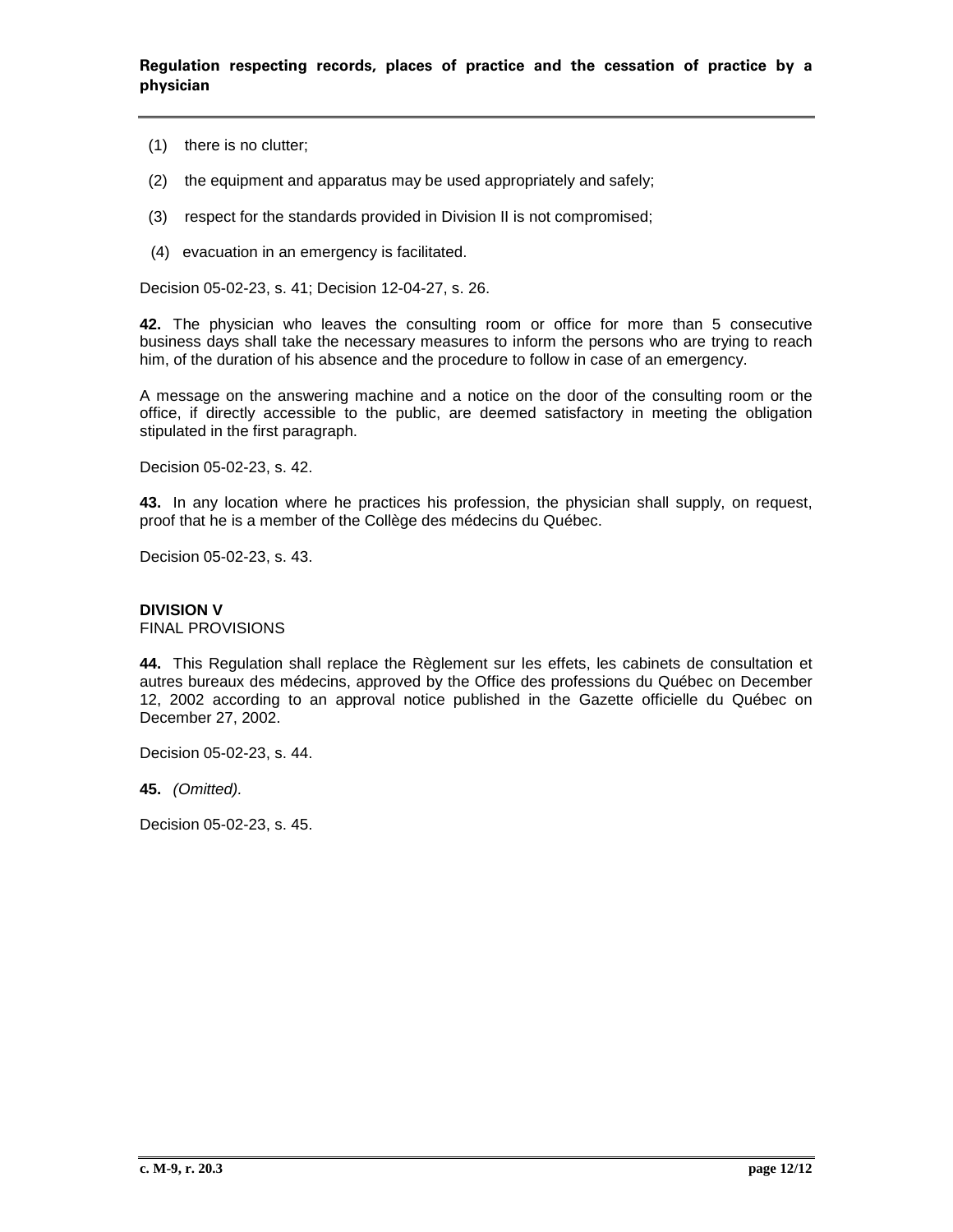(1) there is no clutter;

(2) the equipment and apparatus may be used appropriately and safely;

(3) respect for the standards provided in Division II is not compromised;

(4) evacuation in an emergency is facilitated.

Decision 05-02-23, s. 41; Decision 12-04-27, s. 26.

**42.** The physician who leaves the consulting room or office for more than 5 consecutive business days shall take the necessary measures to inform the persons who are trying to reach him, of the duration of his absence and the procedure to follow in case of an emergency.

A message on the answering machine and a notice on the door of the consulting room or the office, if directly accessible to the public, are deemed satisfactory in meeting the obligation stipulated in the first paragraph.

Decision 05-02-23, s. 42.

**43.** In any location where he practices his profession, the physician shall supply, on request, proof that he is a member of the Collège des médecins du Québec.

Decision 05-02-23, s. 43.

**DIVISION V**
FINAL PROVISIONS

**44.** This Regulation shall replace the Règlement sur les effets, les cabinets de consultation et autres bureaux des médecins, approved by the Office des professions du Québec on December 12, 2002 according to an approval notice published in the Gazette officielle du Québec on December 27, 2002.

Decision 05-02-23, s. 44.

**45.** *(Omitted).*

Decision 05-02-23, s. 45.